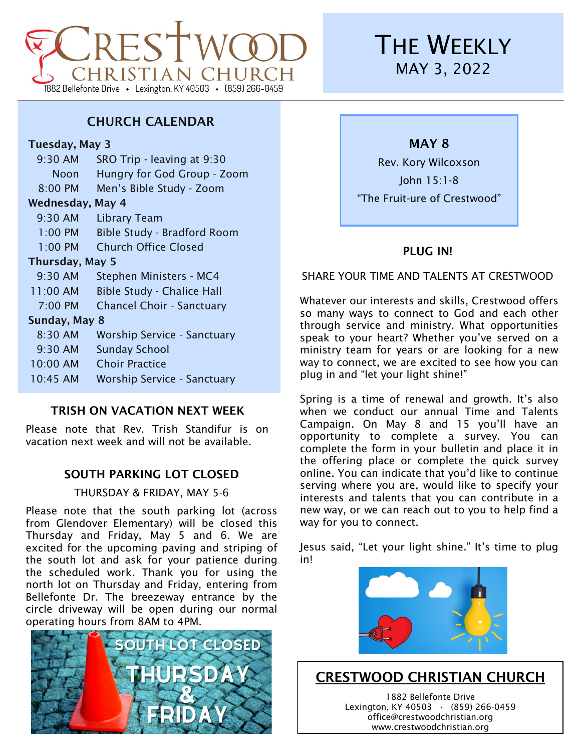# CRESTWOOD CHRISTIAN CHURCH

1882 Bellefonte Drive • Lexington, KY 40503 • (859) 266-0459

# THE WEEKLY

MAY 3, 2022

## CHURCH CALENDAR

**Tuesday, May 3**

| | |
|---|---|
| 9:30 AM | SRO Trip - leaving at 9:30 |
| Noon | Hungry for God Group - Zoom |
| 8:00 PM | Men's Bible Study - Zoom |

**Wednesday, May 4**

| | |
|---|---|
| 9:30 AM | Library Team |
| 1:00 PM | Bible Study - Bradford Room |
| 1:00 PM | Church Office Closed |

**Thursday, May 5**

| | |
|---|---|
| 9:30 AM | Stephen Ministers - MC4 |
| 11:00 AM | Bible Study - Chalice Hall |
| 7:00 PM | Chancel Choir - Sanctuary |

**Sunday, May 8**

| | |
|---|---|
| 8:30 AM | Worship Service - Sanctuary |
| 9:30 AM | Sunday School |
| 10:00 AM | Choir Practice |
| 10:45 AM | Worship Service - Sanctuary |

## TRISH ON VACATION NEXT WEEK

Please note that Rev. Trish Standifur is on vacation next week and will not be available.

## SOUTH PARKING LOT CLOSED

THURSDAY & FRIDAY, MAY 5-6

Please note that the south parking lot (across from Glendover Elementary) will be closed this Thursday and Friday, May 5 and 6. We are excited for the upcoming paving and striping of the south lot and ask for your patience during the scheduled work. Thank you for using the north lot on Thursday and Friday, entering from Bellefonte Dr. The breezeway entrance by the circle driveway will be open during our normal operating hours from 8AM to 4PM.

SOUTH LOT CLOSED THURSDAY & FRIDAY

**MAY 8**

Rev. Kory Wilcoxson

John 15:1-8

"The Fruit-ure of Crestwood"

## PLUG IN!

SHARE YOUR TIME AND TALENTS AT CRESTWOOD

Whatever our interests and skills, Crestwood offers so many ways to connect to God and each other through service and ministry. What opportunities speak to your heart? Whether you've served on a ministry team for years or are looking for a new way to connect, we are excited to see how you can plug in and "let your light shine!"

Spring is a time of renewal and growth. It's also when we conduct our annual Time and Talents Campaign. On May 8 and 15 you'll have an opportunity to complete a survey. You can complete the form in your bulletin and place it in the offering place or complete the quick survey online. You can indicate that you'd like to continue serving where you are, would like to specify your interests and talents that you can contribute in a new way, or we can reach out to you to help find a way for you to connect.

Jesus said, "Let your light shine." It's time to plug in!

## CRESTWOOD CHRISTIAN CHURCH

1882 Bellefonte Drive
Lexington, KY 40503 · (859) 266-0459
office@crestwoodchristian.org
www.crestwoodchristian.org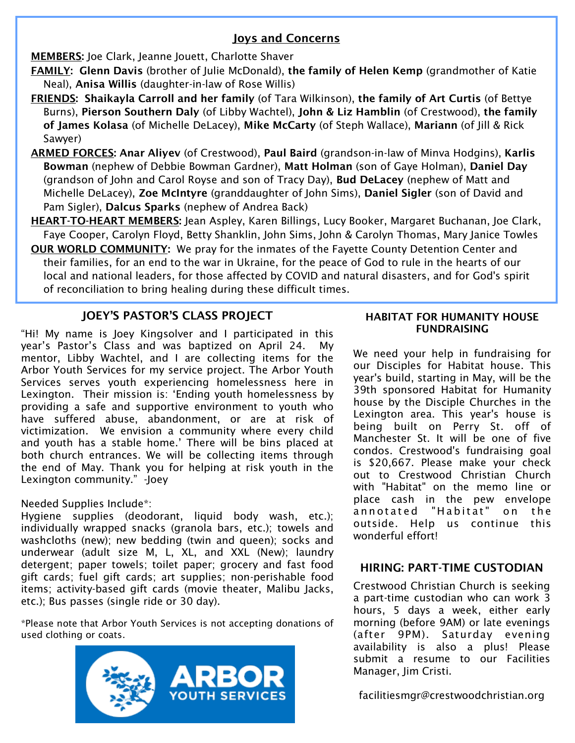## Joys and Concerns

**MEMBERS:** Joe Clark, Jeanne Jouett, Charlotte Shaver

**FAMILY:** **Glenn Davis** (brother of Julie McDonald), **the family of Helen Kemp** (grandmother of Katie Neal), **Anisa Willis** (daughter-in-law of Rose Willis)

**FRIENDS:** **Shaikayla Carroll and her family** (of Tara Wilkinson), **the family of Art Curtis** (of Bettye Burns), **Pierson Southern Daly** (of Libby Wachtel), **John & Liz Hamblin** (of Crestwood), **the family of James Kolasa** (of Michelle DeLacey), **Mike McCarty** (of Steph Wallace), **Mariann** (of Jill & Rick Sawyer)

**ARMED FORCES:** **Anar Aliyev** (of Crestwood), **Paul Baird** (grandson-in-law of Minva Hodgins), **Karlis Bowman** (nephew of Debbie Bowman Gardner), **Matt Holman** (son of Gaye Holman), **Daniel Day** (grandson of John and Carol Royse and son of Tracy Day), **Bud DeLacey** (nephew of Matt and Michelle DeLacey), **Zoe McIntyre** (granddaughter of John Sims), **Daniel Sigler** (son of David and Pam Sigler), **Dalcus Sparks** (nephew of Andrea Back)

**HEART-TO-HEART MEMBERS:** Jean Aspley, Karen Billings, Lucy Booker, Margaret Buchanan, Joe Clark, Faye Cooper, Carolyn Floyd, Betty Shanklin, John Sims, John & Carolyn Thomas, Mary Janice Towles

**OUR WORLD COMMUNITY:** We pray for the inmates of the Fayette County Detention Center and their families, for an end to the war in Ukraine, for the peace of God to rule in the hearts of our local and national leaders, for those affected by COVID and natural disasters, and for God's spirit of reconciliation to bring healing during these difficult times.

## JOEY'S PASTOR'S CLASS PROJECT

"Hi! My name is Joey Kingsolver and I participated in this year's Pastor's Class and was baptized on April 24. My mentor, Libby Wachtel, and I are collecting items for the Arbor Youth Services for my service project. The Arbor Youth Services serves youth experiencing homelessness here in Lexington. Their mission is: 'Ending youth homelessness by providing a safe and supportive environment to youth who have suffered abuse, abandonment, or are at risk of victimization. We envision a community where every child and youth has a stable home.' There will be bins placed at both church entrances. We will be collecting items through the end of May. Thank you for helping at risk youth in the Lexington community." -Joey

Needed Supplies Include*:

Hygiene supplies (deodorant, liquid body wash, etc.); individually wrapped snacks (granola bars, etc.); towels and washcloths (new); new bedding (twin and queen); socks and underwear (adult size M, L, XL, and XXL (New); laundry detergent; paper towels; toilet paper; grocery and fast food gift cards; fuel gift cards; art supplies; non-perishable food items; activity-based gift cards (movie theater, Malibu Jacks, etc.); Bus passes (single ride or 30 day).

*Please note that Arbor Youth Services is not accepting donations of used clothing or coats.

ARBOR YOUTH SERVICES

## HABITAT FOR HUMANITY HOUSE FUNDRAISING

We need your help in fundraising for our Disciples for Habitat house. This year's build, starting in May, will be the 39th sponsored Habitat for Humanity house by the Disciple Churches in the Lexington area. This year's house is being built on Perry St. off of Manchester St. It will be one of five condos. Crestwood's fundraising goal is $20,667. Please make your check out to Crestwood Christian Church with "Habitat" on the memo line or place cash in the pew envelope annotated "Habitat" on the outside. Help us continue this wonderful effort!

## HIRING: PART-TIME CUSTODIAN

Crestwood Christian Church is seeking a part-time custodian who can work 3 hours, 5 days a week, either early morning (before 9AM) or late evenings (after 9PM). Saturday evening availability is also a plus! Please submit a resume to our Facilities Manager, Jim Cristi.

facilitiesmgr@crestwoodchristian.org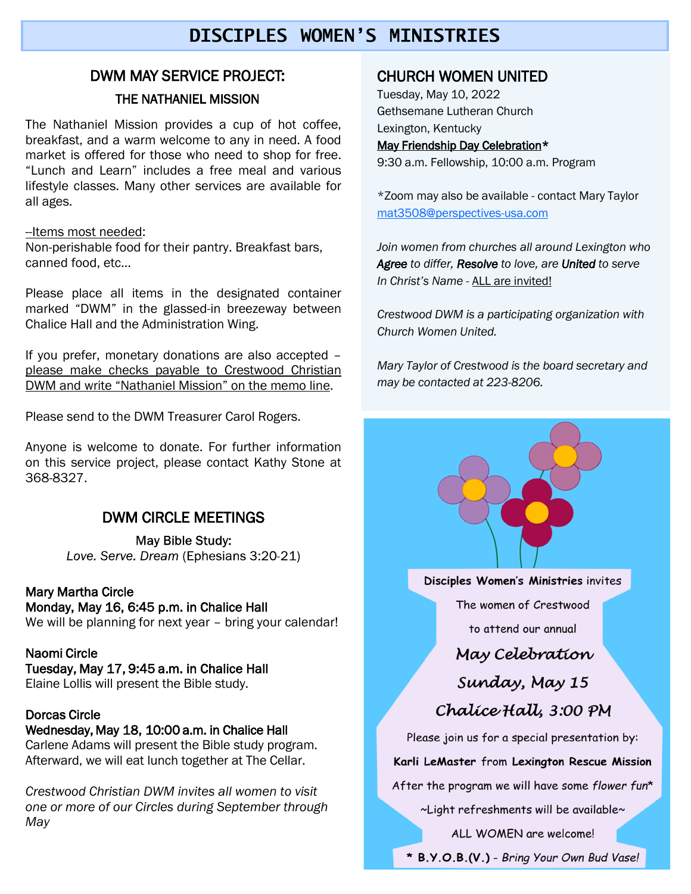# DISCIPLES WOMEN'S MINISTRIES

## DWM MAY SERVICE PROJECT:

### THE NATHANIEL MISSION

The Nathaniel Mission provides a cup of hot coffee, breakfast, and a warm welcome to any in need. A food market is offered for those who need to shop for free. "Lunch and Learn" includes a free meal and various lifestyle classes. Many other services are available for all ages.

--Items most needed:
Non-perishable food for their pantry. Breakfast bars, canned food, etc…

Please place all items in the designated container marked "DWM" in the glassed-in breezeway between Chalice Hall and the Administration Wing.

If you prefer, monetary donations are also accepted – please make checks payable to Crestwood Christian DWM and write "Nathaniel Mission" on the memo line.

Please send to the DWM Treasurer Carol Rogers.

Anyone is welcome to donate. For further information on this service project, please contact Kathy Stone at 368-8327.

## DWM CIRCLE MEETINGS

May Bible Study:
*Love. Serve. Dream* (Ephesians 3:20-21)

**Mary Martha Circle**
**Monday, May 16, 6:45 p.m. in Chalice Hall**
We will be planning for next year – bring your calendar!

**Naomi Circle**
**Tuesday, May 17, 9:45 a.m. in Chalice Hall**
Elaine Lollis will present the Bible study.

**Dorcas Circle**
**Wednesday, May 18, 10:00 a.m. in Chalice Hall**
Carlene Adams will present the Bible study program. Afterward, we will eat lunch together at The Cellar.

*Crestwood Christian DWM invites all women to visit one or more of our Circles during September through May*

## CHURCH WOMEN UNITED

Tuesday, May 10, 2022
Gethsemane Lutheran Church
Lexington, Kentucky
May Friendship Day Celebration*
9:30 a.m. Fellowship, 10:00 a.m. Program

*Zoom may also be available - contact Mary Taylor mat3508@perspectives-usa.com

*Join women from churches all around Lexington who **Agree** to differ, **Resolve** to love, are **United** to serve In Christ's Name - ALL are invited!*

*Crestwood DWM is a participating organization with Church Women United.*

*Mary Taylor of Crestwood is the board secretary and may be contacted at 223-8206.*

**Disciples Women's Ministries** invites
The women of Crestwood
to attend our annual

*May Celebration*
*Sunday, May 15*
*Chalice Hall, 3:00 PM*

Please join us for a special presentation by:
**Karli LeMaster** from **Lexington Rescue Mission**
After the program we will have some *flower fun**
~Light refreshments will be available~
ALL WOMEN are welcome!
**\* B.Y.O.B.(V.)** - *Bring Your Own Bud Vase!*